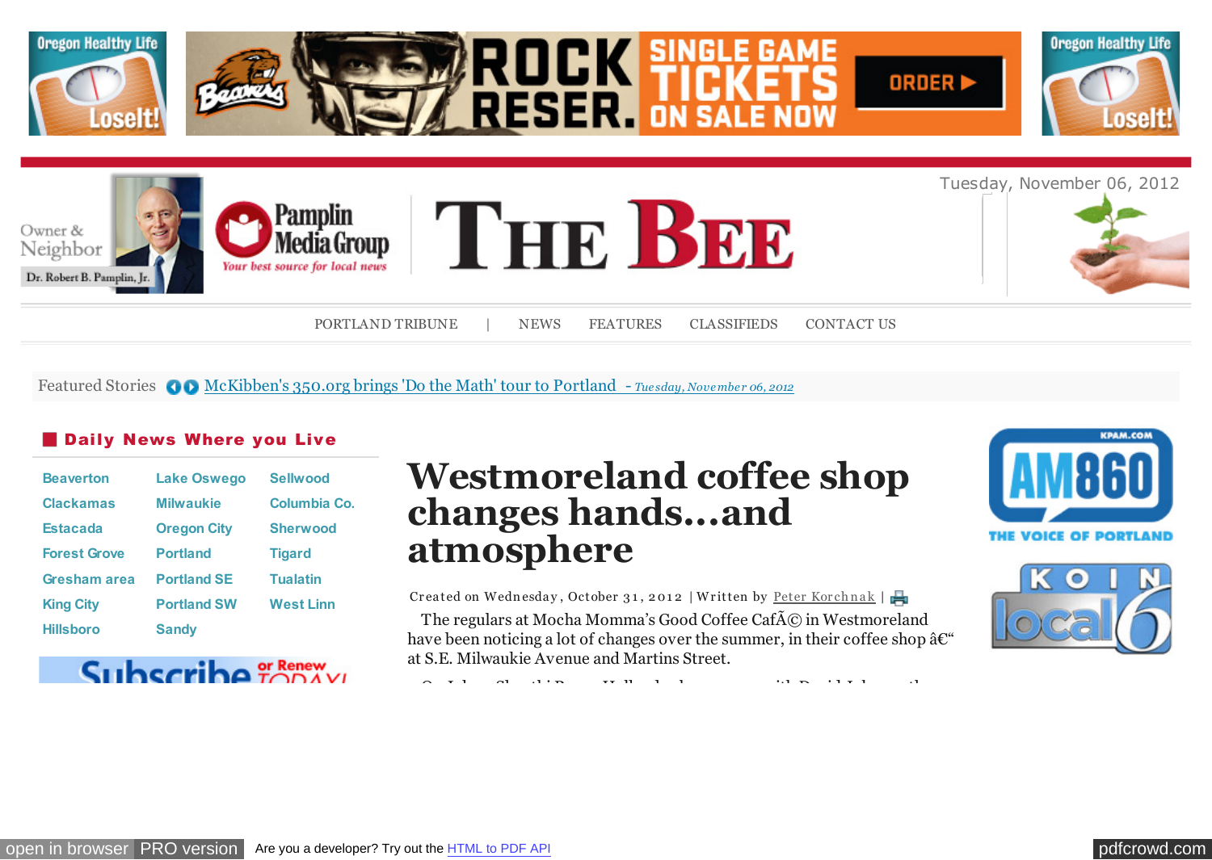Tuesday, November 06, 2012

PORTLAND TRIBUNE | NEWS FEATURES CLASSIFIEDS CONTACT US

Featured Stories McKibben's 350.org brings 'Do the Math' tour to Portland - *Tuesday, November 06, 2012*

## Daily News Where you Live

- Beaverton
- Clackamas
- Estacada
- Forest Grove
- Gresham area
- King City
- Hillsboro
- Lake Oswego
- Milwaukie
- Oregon City
- Portland
- Portland SE
- Portland SW
- Sandy
- Sellwood
- Columbia Co.
- Sherwood
- Tigard
- Tualatin
- West Linn

# Westmoreland coffee shop changes hands...and atmosphere

Created on Wednesday, October 31, 2012 | Written by Peter Korchnak |

The regulars at Mocha Momma's Good Coffee CafÃ© in Westmoreland have been noticing a lot of changes over the summer, in their coffee shop â€“ at S.E. Milwaukie Avenue and Martins Street.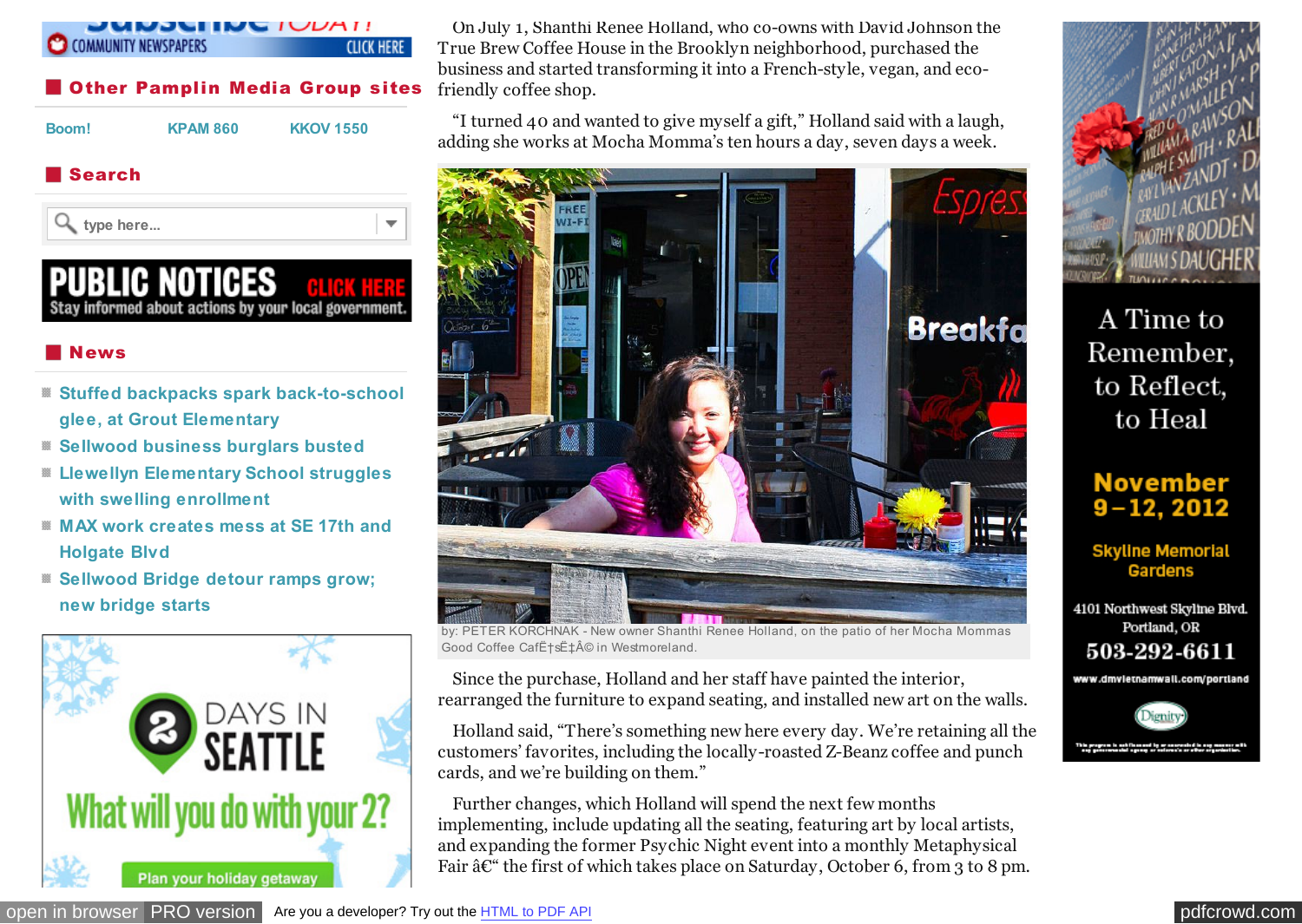On July 1, Shanthi Renee Holland, who co-owns with David Johnson the True Brew Coffee House in the Brooklyn neighborhood, purchased the business and started transforming it into a French-style, vegan, and eco-friendly coffee shop.

"I turned 40 and wanted to give myself a gift," Holland said with a laugh, adding she works at Mocha Momma's ten hours a day, seven days a week.

by: PETER KORCHNAK - New owner Shanthi Renee Holland, on the patio of her Mocha Mommas Good Coffee CafÃ©s in Westmoreland.

Since the purchase, Holland and her staff have painted the interior, rearranged the furniture to expand seating, and installed new art on the walls.

Holland said, "There's something new here every day. We're retaining all the customers' favorites, including the locally-roasted Z-Beanz coffee and punch cards, and we're building on them."

Further changes, which Holland will spend the next few months implementing, include updating all the seating, featuring art by local artists, and expanding the former Psychic Night event into a monthly Metaphysical Fair â€" the first of which takes place on Saturday, October 6, from 3 to 8 pm.

## Other Pamplin Media Group sites

Boom! KPAM 860 KKOV 1550

## Search

## News

- Stuffed backpacks spark back-to-school glee, at Grout Elementary
- Sellwood business burglars busted
- Llewellyn Elementary School struggles with swelling enrollment
- MAX work creates mess at SE 17th and Holgate Blvd
- Sellwood Bridge detour ramps grow; new bridge starts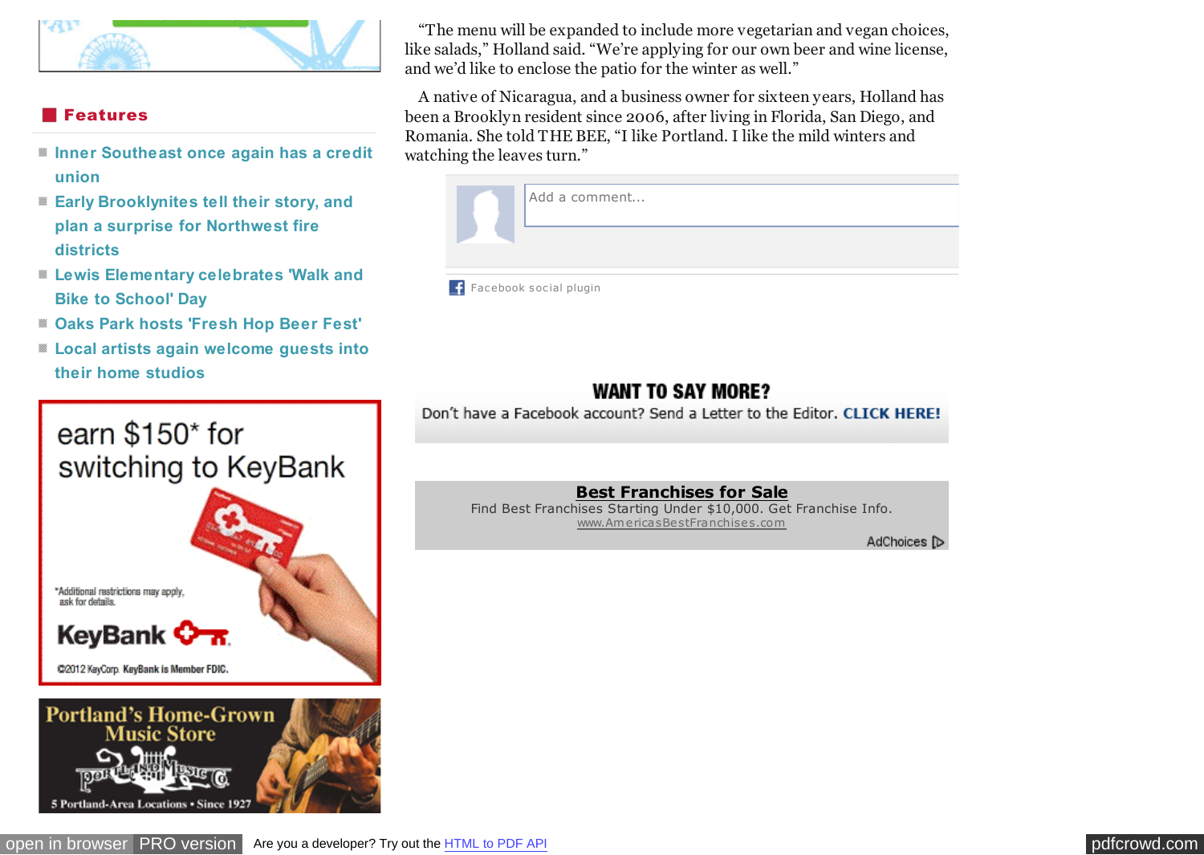"The menu will be expanded to include more vegetarian and vegan choices, like salads," Holland said. "We're applying for our own beer and wine license, and we'd like to enclose the patio for the winter as well."

A native of Nicaragua, and a business owner for sixteen years, Holland has been a Brooklyn resident since 2006, after living in Florida, San Diego, and Romania. She told THE BEE, "I like Portland. I like the mild winters and watching the leaves turn."

Add a comment...

Facebook social plugin

**WANT TO SAY MORE?**

Don't have a Facebook account? Send a Letter to the Editor. **CLICK HERE!**

**Best Franchises for Sale**

Find Best Franchises Starting Under $10,000. Get Franchise Info.

www.AmericasBestFranchises.com

AdChoices

## Features

- Inner Southeast once again has a credit union
- Early Brooklynites tell their story, and plan a surprise for Northwest fire districts
- Lewis Elementary celebrates 'Walk and Bike to School' Day
- Oaks Park hosts 'Fresh Hop Beer Fest'
- Local artists again welcome guests into their home studios

earn $150* for switching to KeyBank

*Additional restrictions may apply, ask for details.

KeyBank

©2012 KeyCorp. KeyBank is Member FDIC.

Portland's Home-Grown Music Store

Portland Music Co.

5 Portland-Area Locations • Since 1927